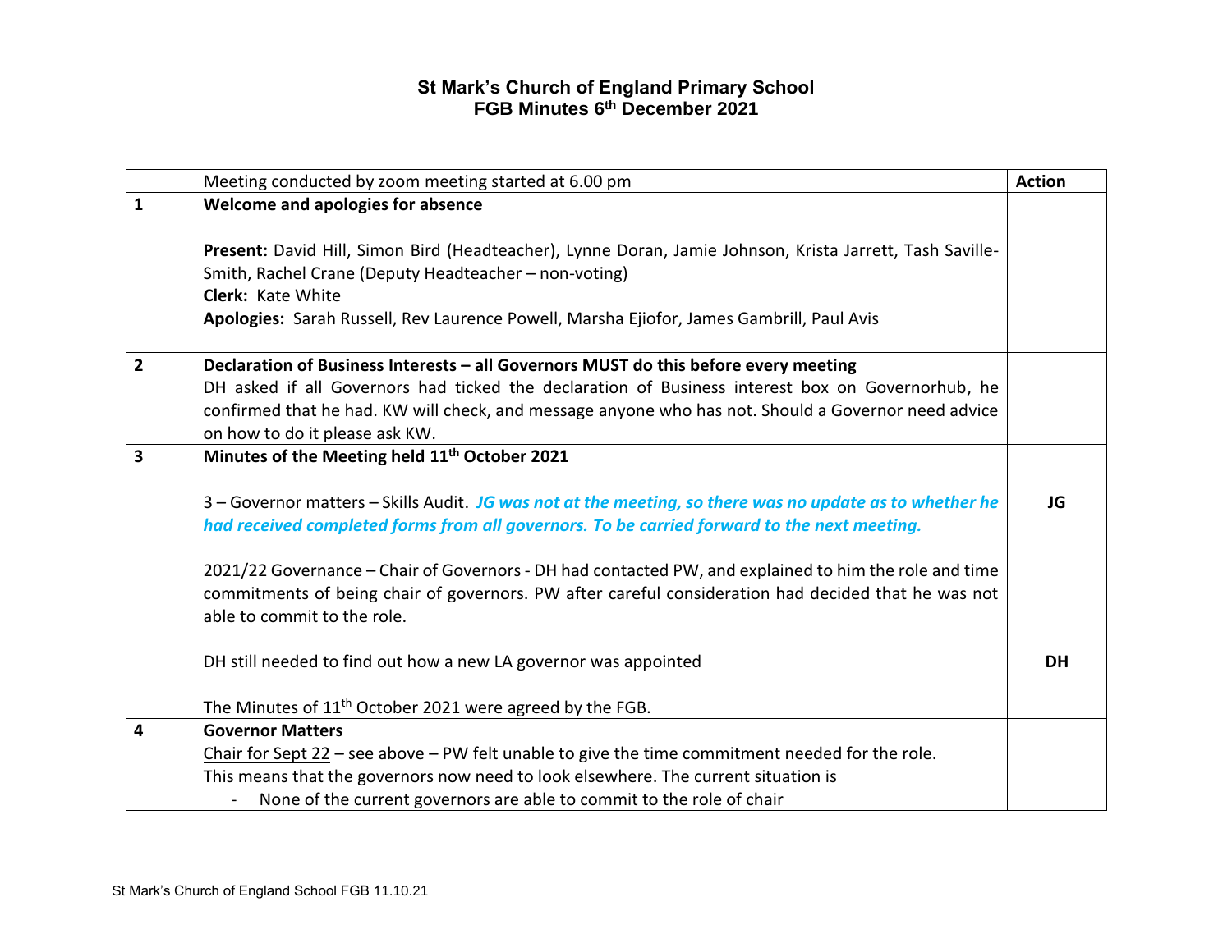# St Mark's Church of England Primary School
## FGB Minutes 6th December 2021

| | Meeting conducted by zoom meeting started at 6.00 pm | Action |
|---|---|---|
| 1 | **Welcome and apologies for absence**<br><br>**Present:** David Hill, Simon Bird (Headteacher), Lynne Doran, Jamie Johnson, Krista Jarrett, Tash Saville-Smith, Rachel Crane (Deputy Headteacher – non-voting)<br>**Clerk:** Kate White<br>**Apologies:** Sarah Russell, Rev Laurence Powell, Marsha Ejiofor, James Gambrill, Paul Avis | |
| 2 | **Declaration of Business Interests – all Governors MUST do this before every meeting**<br>DH asked if all Governors had ticked the declaration of Business interest box on Governorhub, he confirmed that he had. KW will check, and message anyone who has not. Should a Governor need advice on how to do it please ask KW. | |
| 3 | **Minutes of the Meeting held 11th October 2021**<br><br>3 – Governor matters – Skills Audit. ***JG was not at the meeting, so there was no update as to whether he had received completed forms from all governors. To be carried forward to the next meeting.*** | **JG** |
| | 2021/22 Governance – Chair of Governors - DH had contacted PW, and explained to him the role and time commitments of being chair of governors. PW after careful consideration had decided that he was not able to commit to the role. | |
| | DH still needed to find out how a new LA governor was appointed | **DH** |
| | The Minutes of 11th October 2021 were agreed by the FGB. | |
| 4 | **Governor Matters**<br>Chair for Sept 22 – see above – PW felt unable to give the time commitment needed for the role.<br>This means that the governors now need to look elsewhere. The current situation is<br>- None of the current governors are able to commit to the role of chair | |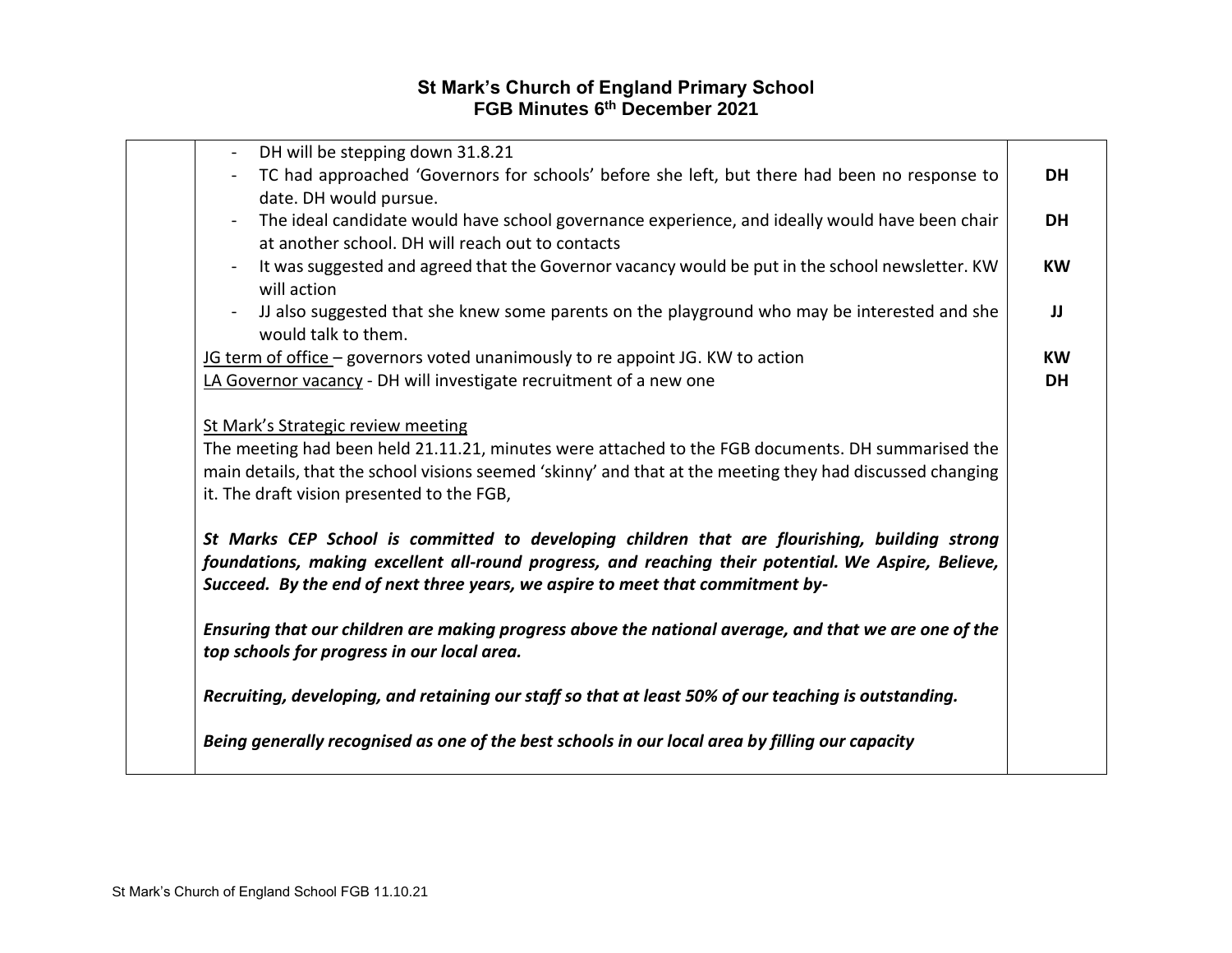# St Mark's Church of England Primary School
## FGB Minutes 6th December 2021

| | | |
|---|---|---|
| | - DH will be stepping down 31.8.21<br>- TC had approached 'Governors for schools' before she left, but there had been no response to date. DH would pursue.<br>- The ideal candidate would have school governance experience, and ideally would have been chair at another school. DH will reach out to contacts<br>- It was suggested and agreed that the Governor vacancy would be put in the school newsletter. KW will action<br>- JJ also suggested that she knew some parents on the playground who may be interested and she would talk to them.<br><u>JG term of office</u> – governors voted unanimously to re appoint JG. KW to action<br><u>LA Governor vacancy</u> - DH will investigate recruitment of a new one<br><br><u>St Mark's Strategic review meeting</u><br>The meeting had been held 21.11.21, minutes were attached to the FGB documents. DH summarised the main details, that the school visions seemed 'skinny' and that at the meeting they had discussed changing it. The draft vision presented to the FGB,<br><br>***St Marks CEP School is committed to developing children that are flourishing, building strong foundations, making excellent all-round progress, and reaching their potential. We Aspire, Believe, Succeed. By the end of next three years, we aspire to meet that commitment by-***<br><br>***Ensuring that our children are making progress above the national average, and that we are one of the top schools for progress in our local area.***<br><br>***Recruiting, developing, and retaining our staff so that at least 50% of our teaching is outstanding.***<br><br>***Being generally recognised as one of the best schools in our local area by filling our capacity*** | <br>**DH**<br><br>**DH**<br><br>**KW**<br><br>**JJ**<br><br>**KW**<br>**DH** |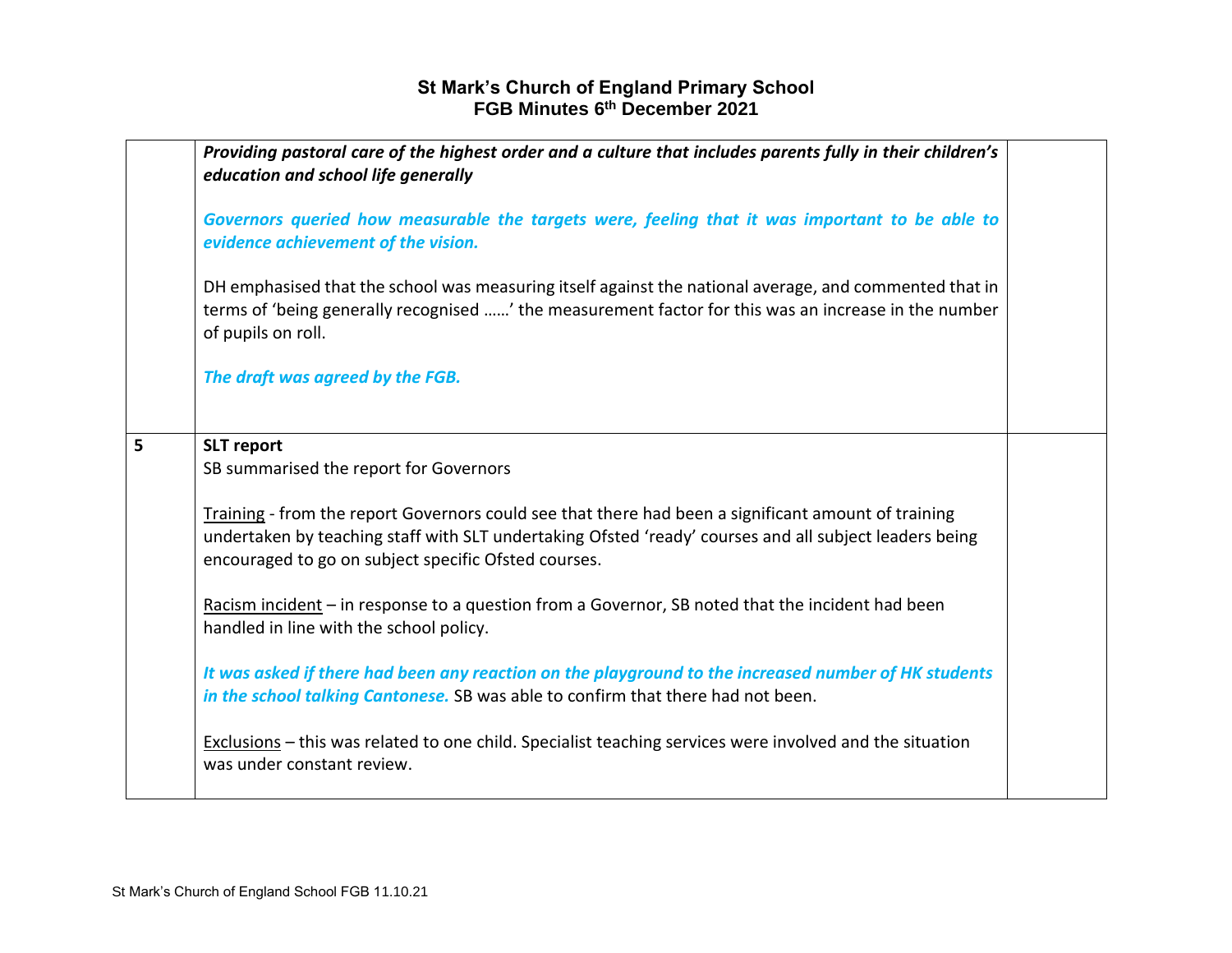| | | |
|---|---|---|
| | ***Providing pastoral care of the highest order and a culture that includes parents fully in their children's education and school life generally***<br><br>***Governors queried how measurable the targets were, feeling that it was important to be able to evidence achievement of the vision.***<br><br>DH emphasised that the school was measuring itself against the national average, and commented that in terms of 'being generally recognised ……' the measurement factor for this was an increase in the number of pupils on roll.<br><br>***The draft was agreed by the FGB.*** | |
| **5** | **SLT report**<br>SB summarised the report for Governors<br><br>Training - from the report Governors could see that there had been a significant amount of training undertaken by teaching staff with SLT undertaking Ofsted 'ready' courses and all subject leaders being encouraged to go on subject specific Ofsted courses.<br><br>Racism incident – in response to a question from a Governor, SB noted that the incident had been handled in line with the school policy.<br><br>***It was asked if there had been any reaction on the playground to the increased number of HK students in the school talking Cantonese.*** SB was able to confirm that there had not been.<br><br>Exclusions – this was related to one child. Specialist teaching services were involved and the situation was under constant review. | |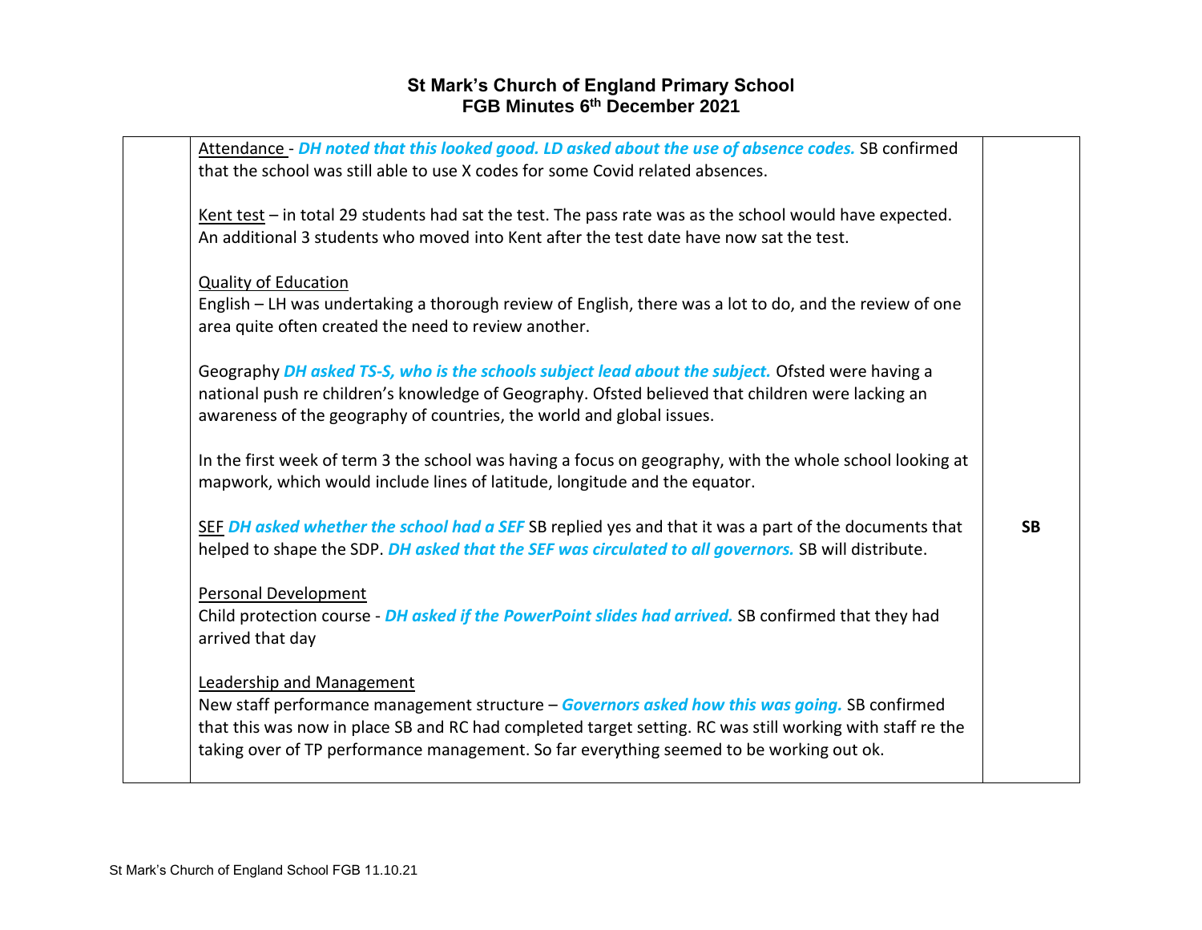# St Mark's Church of England Primary School
## FGB Minutes 6th December 2021

| | | |
|---|---|---|
| | Attendance - ***DH noted that this looked good. LD asked about the use of absence codes.*** SB confirmed that the school was still able to use X codes for some Covid related absences.<br><br>Kent test – in total 29 students had sat the test. The pass rate was as the school would have expected. An additional 3 students who moved into Kent after the test date have now sat the test.<br><br>Quality of Education<br>English – LH was undertaking a thorough review of English, there was a lot to do, and the review of one area quite often created the need to review another.<br><br>Geography ***DH asked TS-S, who is the schools subject lead about the subject.*** Ofsted were having a national push re children's knowledge of Geography. Ofsted believed that children were lacking an awareness of the geography of countries, the world and global issues.<br><br>In the first week of term 3 the school was having a focus on geography, with the whole school looking at mapwork, which would include lines of latitude, longitude and the equator.<br><br>SEF ***DH asked whether the school had a SEF*** SB replied yes and that it was a part of the documents that helped to shape the SDP. ***DH asked that the SEF was circulated to all governors.*** SB will distribute.<br><br>Personal Development<br>Child protection course - ***DH asked if the PowerPoint slides had arrived.*** SB confirmed that they had arrived that day<br><br>Leadership and Management<br>New staff performance management structure – ***Governors asked how this was going.*** SB confirmed that this was now in place SB and RC had completed target setting. RC was still working with staff re the taking over of TP performance management. So far everything seemed to be working out ok. | **SB** |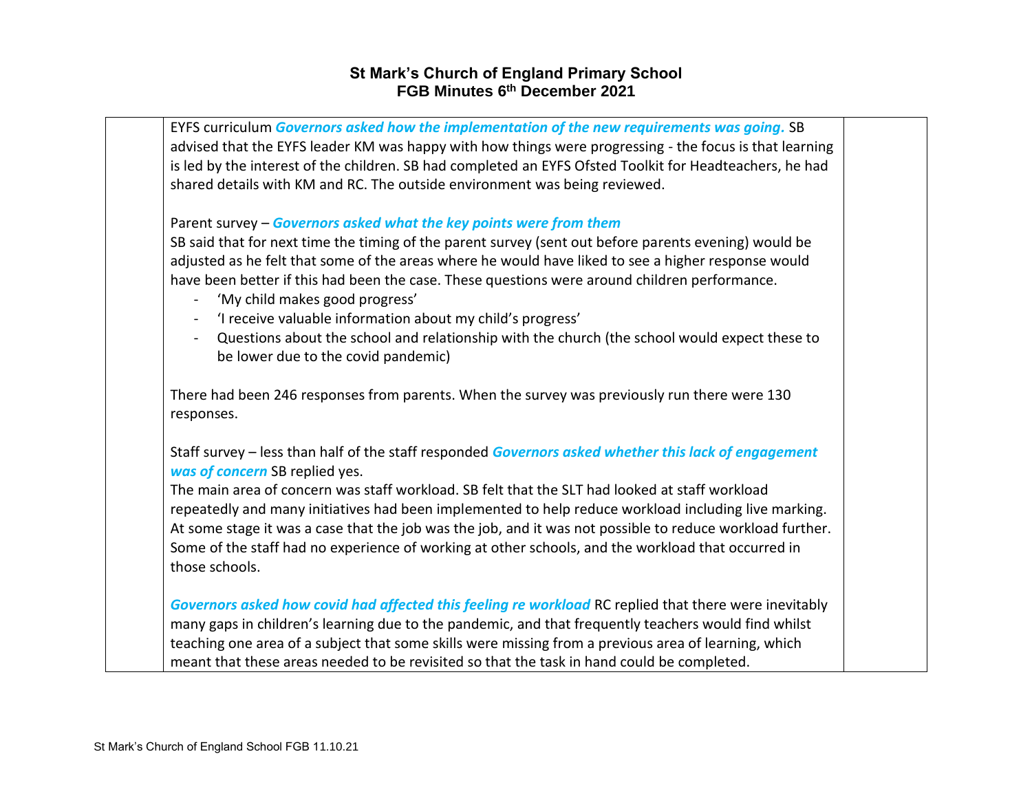EYFS curriculum ***Governors asked how the implementation of the new requirements was going.*** SB advised that the EYFS leader KM was happy with how things were progressing - the focus is that learning is led by the interest of the children. SB had completed an EYFS Ofsted Toolkit for Headteachers, he had shared details with KM and RC. The outside environment was being reviewed.

Parent survey – ***Governors asked what the key points were from them***
SB said that for next time the timing of the parent survey (sent out before parents evening) would be adjusted as he felt that some of the areas where he would have liked to see a higher response would have been better if this had been the case. These questions were around children performance.

- 'My child makes good progress'
- 'I receive valuable information about my child's progress'
- Questions about the school and relationship with the church (the school would expect these to be lower due to the covid pandemic)

There had been 246 responses from parents. When the survey was previously run there were 130 responses.

Staff survey – less than half of the staff responded ***Governors asked whether this lack of engagement was of concern*** SB replied yes.
The main area of concern was staff workload. SB felt that the SLT had looked at staff workload repeatedly and many initiatives had been implemented to help reduce workload including live marking. At some stage it was a case that the job was the job, and it was not possible to reduce workload further. Some of the staff had no experience of working at other schools, and the workload that occurred in those schools.

***Governors asked how covid had affected this feeling re workload*** RC replied that there were inevitably many gaps in children's learning due to the pandemic, and that frequently teachers would find whilst teaching one area of a subject that some skills were missing from a previous area of learning, which meant that these areas needed to be revisited so that the task in hand could be completed.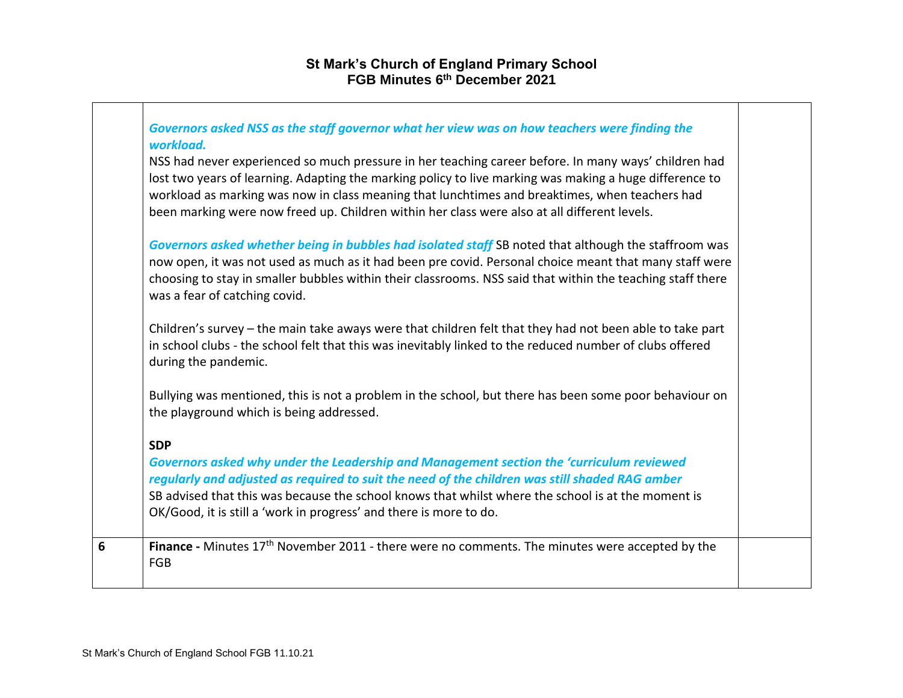|  |  |  |
| --- | --- | --- |
|  | ***Governors asked NSS as the staff governor what her view was on how teachers were finding the workload.*** <br>NSS had never experienced so much pressure in her teaching career before. In many ways' children had lost two years of learning. Adapting the marking policy to live marking was making a huge difference to workload as marking was now in class meaning that lunchtimes and breaktimes, when teachers had been marking were now freed up. Children within her class were also at all different levels.<br><br>***Governors asked whether being in bubbles had isolated staff*** SB noted that although the staffroom was now open, it was not used as much as it had been pre covid. Personal choice meant that many staff were choosing to stay in smaller bubbles within their classrooms. NSS said that within the teaching staff there was a fear of catching covid.<br><br>Children's survey – the main take aways were that children felt that they had not been able to take part in school clubs - the school felt that this was inevitably linked to the reduced number of clubs offered during the pandemic.<br><br>Bullying was mentioned, this is not a problem in the school, but there has been some poor behaviour on the playground which is being addressed.<br><br>**SDP**<br>***Governors asked why under the Leadership and Management section the 'curriculum reviewed regularly and adjusted as required to suit the need of the children was still shaded RAG amber***<br>SB advised that this was because the school knows that whilst where the school is at the moment is OK/Good, it is still a 'work in progress' and there is more to do. |  |
| **6** | **Finance -** Minutes 17th November 2011 - there were no comments. The minutes were accepted by the FGB |  |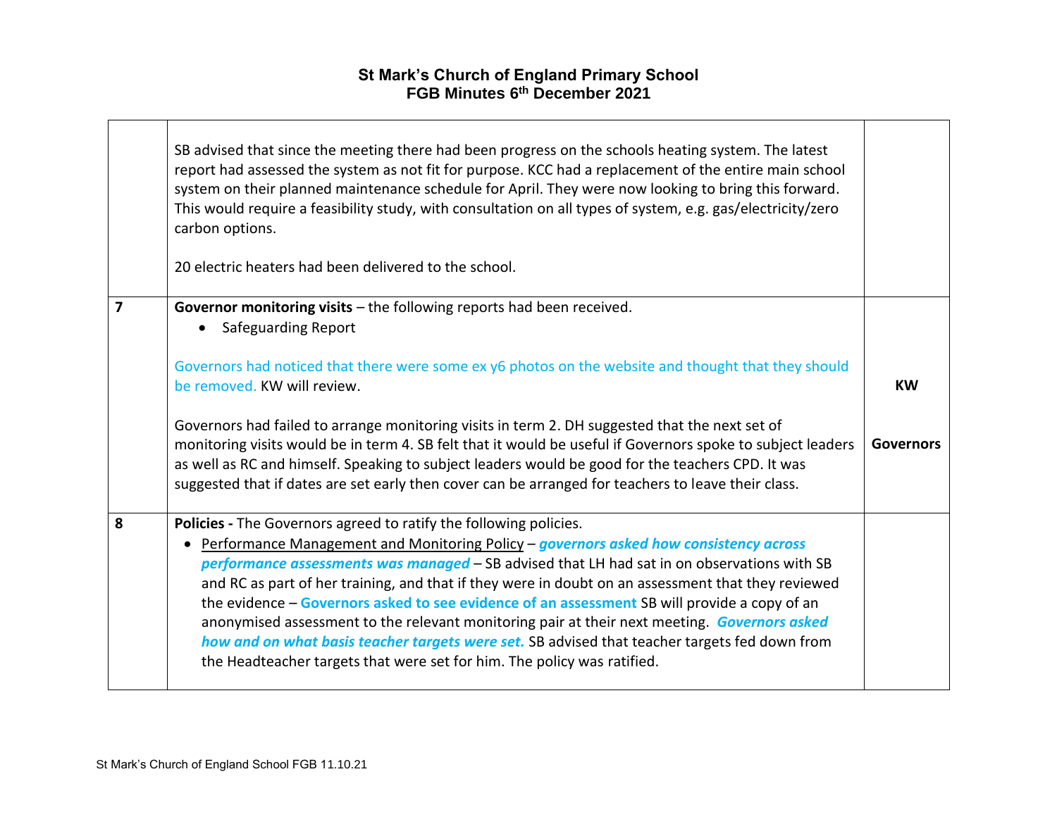| | | |
|---|---|---|
| | SB advised that since the meeting there had been progress on the schools heating system. The latest report had assessed the system as not fit for purpose. KCC had a replacement of the entire main school system on their planned maintenance schedule for April. They were now looking to bring this forward. This would require a feasibility study, with consultation on all types of system, e.g. gas/electricity/zero carbon options.<br><br>20 electric heaters had been delivered to the school. | |
| **7** | **Governor monitoring visits** – the following reports had been received.<br>• Safeguarding Report<br><br>Governors had noticed that there were some ex y6 photos on the website and thought that they should be removed. KW will review.<br><br>Governors had failed to arrange monitoring visits in term 2. DH suggested that the next set of monitoring visits would be in term 4. SB felt that it would be useful if Governors spoke to subject leaders as well as RC and himself. Speaking to subject leaders would be good for the teachers CPD. It was suggested that if dates are set early then cover can be arranged for teachers to leave their class. | **KW**<br><br>**Governors** |
| **8** | **Policies -** The Governors agreed to ratify the following policies.<br>• Performance Management and Monitoring Policy – ***governors asked how consistency across performance assessments was managed*** – SB advised that LH had sat in on observations with SB and RC as part of her training, and that if they were in doubt on an assessment that they reviewed the evidence – **Governors asked to see evidence of an assessment** SB will provide a copy of an anonymised assessment to the relevant monitoring pair at their next meeting. ***Governors asked how and on what basis teacher targets were set.*** SB advised that teacher targets fed down from the Headteacher targets that were set for him. The policy was ratified. | |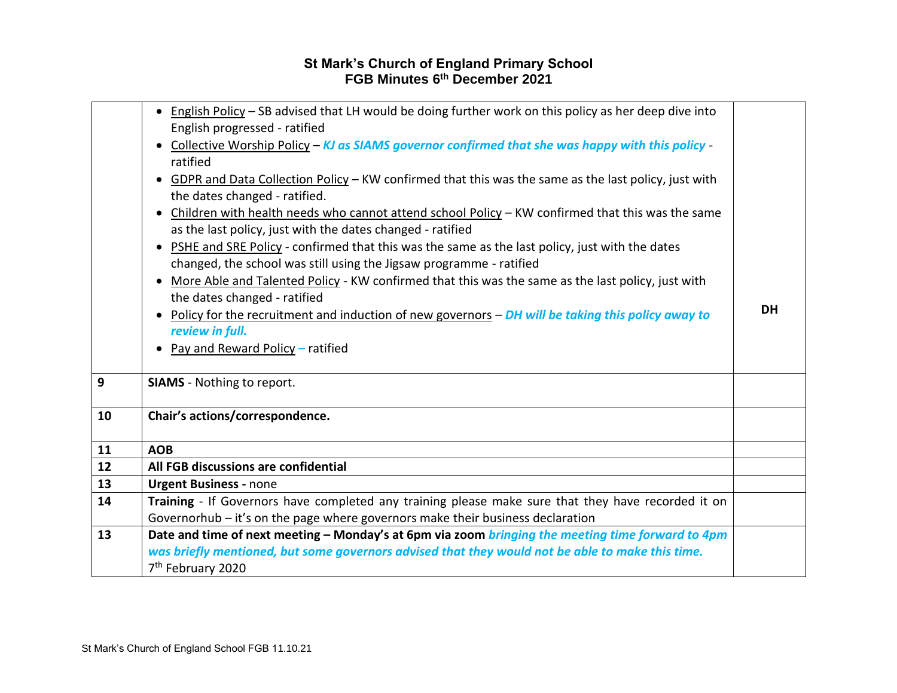# St Mark's Church of England Primary School
## FGB Minutes 6th December 2021

| | | |
|---|---|---|
| | • English Policy – SB advised that LH would be doing further work on this policy as her deep dive into English progressed - ratified<br>• Collective Worship Policy – ***KJ as SIAMS governor confirmed that she was happy with this policy*** - ratified<br>• GDPR and Data Collection Policy – KW confirmed that this was the same as the last policy, just with the dates changed - ratified.<br>• Children with health needs who cannot attend school Policy – KW confirmed that this was the same as the last policy, just with the dates changed - ratified<br>• PSHE and SRE Policy - confirmed that this was the same as the last policy, just with the dates changed, the school was still using the Jigsaw programme - ratified<br>• More Able and Talented Policy - KW confirmed that this was the same as the last policy, just with the dates changed - ratified<br>• Policy for the recruitment and induction of new governors – ***DH will be taking this policy away to review in full.***<br>• Pay and Reward Policy – ratified | **DH** |
| **9** | **SIAMS** - Nothing to report. | |
| **10** | **Chair's actions/correspondence.** | |
| **11** | **AOB** | |
| **12** | **All FGB discussions are confidential** | |
| **13** | **Urgent Business -** none | |
| **14** | **Training** - If Governors have completed any training please make sure that they have recorded it on Governorhub – it's on the page where governors make their business declaration | |
| **13** | **Date and time of next meeting – Monday's at 6pm via zoom** ***bringing the meeting time forward to 4pm was briefly mentioned, but some governors advised that they would not be able to make this time.***<br>7th February 2020 | |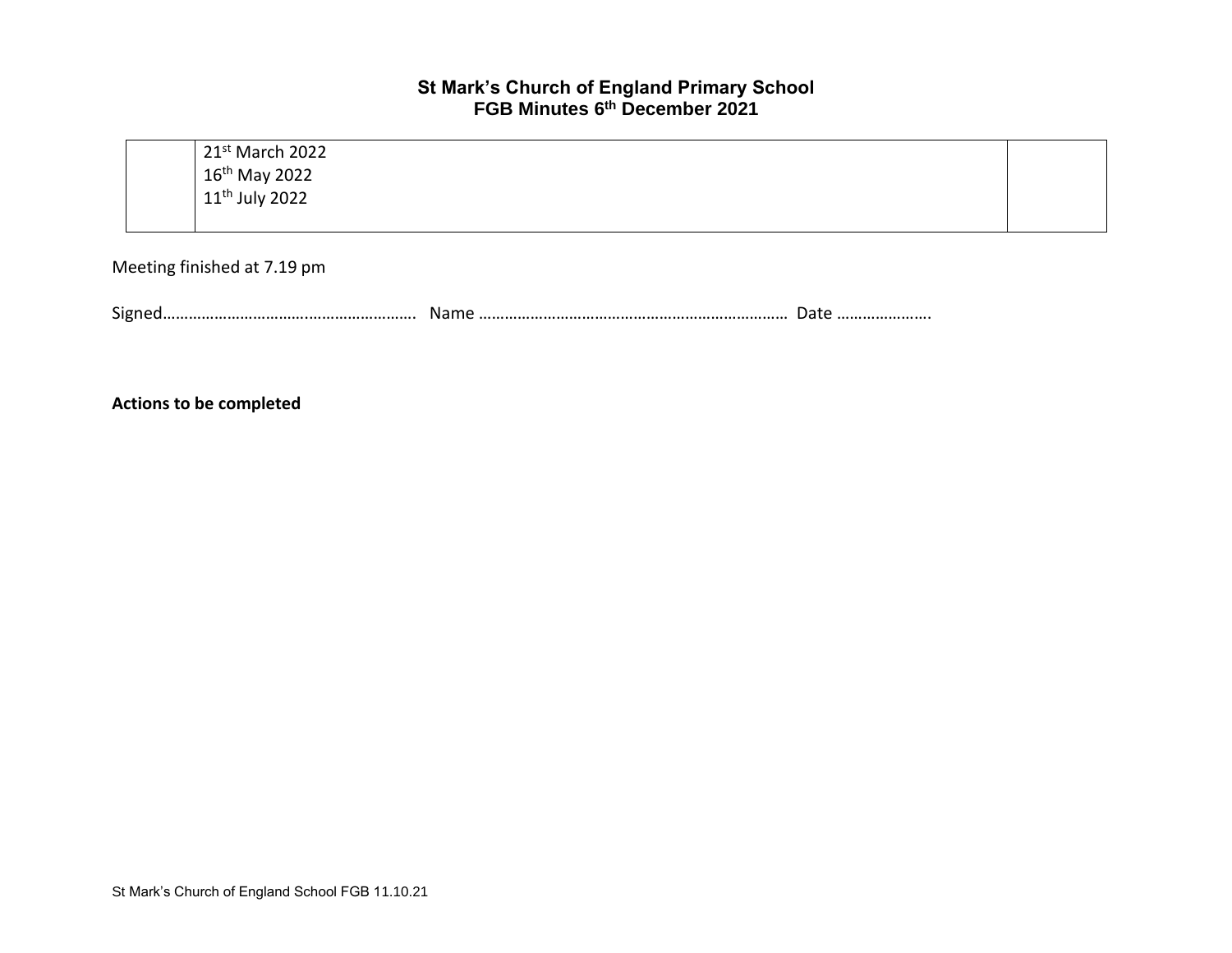| | | |
|---|---|---|
| | 21st March 2022<br>16th May 2022<br>11th July 2022 | |

Meeting finished at 7.19 pm

Signed………………………….…………………… Name ……………………………………………………………… Date ………………….

**Actions to be completed**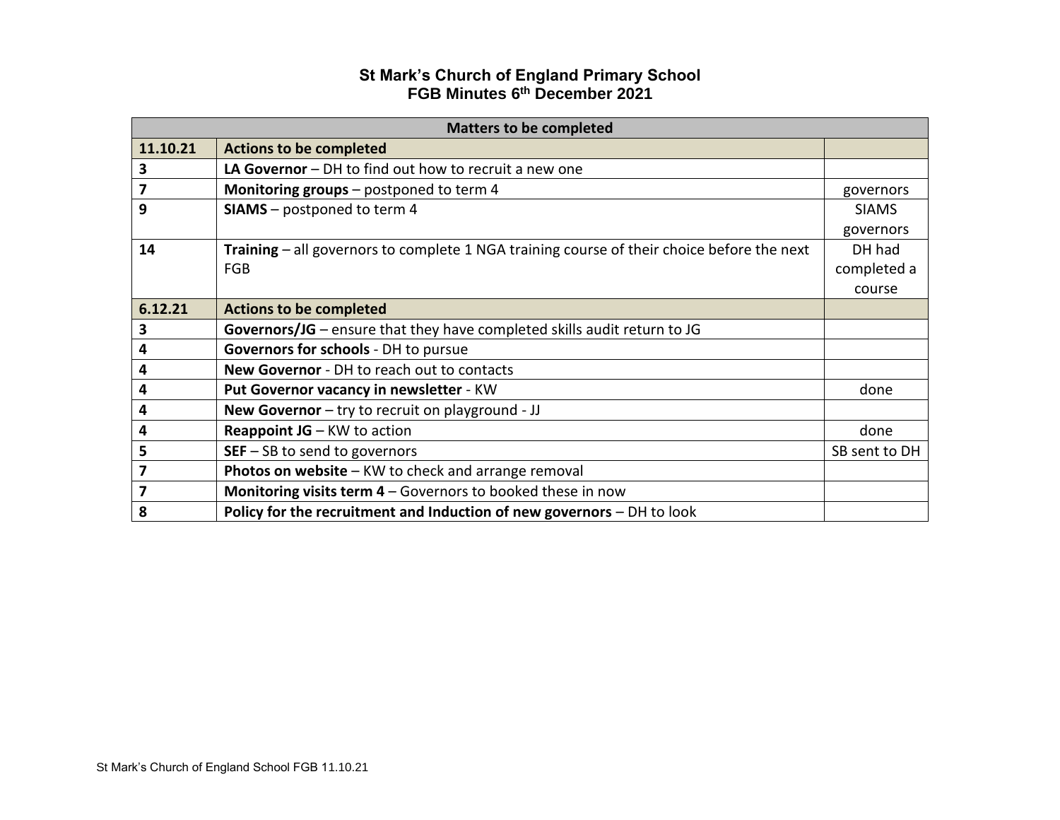# St Mark's Church of England Primary School
## FGB Minutes 6th December 2021

| Matters to be completed | | |
|---|---|---|
| **11.10.21** | **Actions to be completed** | |
| **3** | **LA Governor** – DH to find out how to recruit a new one | |
| **7** | **Monitoring groups** – postponed to term 4 | governors |
| **9** | **SIAMS** – postponed to term 4 | SIAMS governors |
| **14** | **Training** – all governors to complete 1 NGA training course of their choice before the next FGB | DH had completed a course |
| **6.12.21** | **Actions to be completed** | |
| **3** | **Governors/JG** – ensure that they have completed skills audit return to JG | |
| **4** | **Governors for schools** - DH to pursue | |
| **4** | **New Governor** - DH to reach out to contacts | |
| **4** | **Put Governor vacancy in newsletter** - KW | done |
| **4** | **New Governor** – try to recruit on playground - JJ | |
| **4** | **Reappoint JG** – KW to action | done |
| **5** | **SEF** – SB to send to governors | SB sent to DH |
| **7** | **Photos on website** – KW to check and arrange removal | |
| **7** | **Monitoring visits term 4** – Governors to booked these in now | |
| **8** | **Policy for the recruitment and Induction of new governors** – DH to look | |